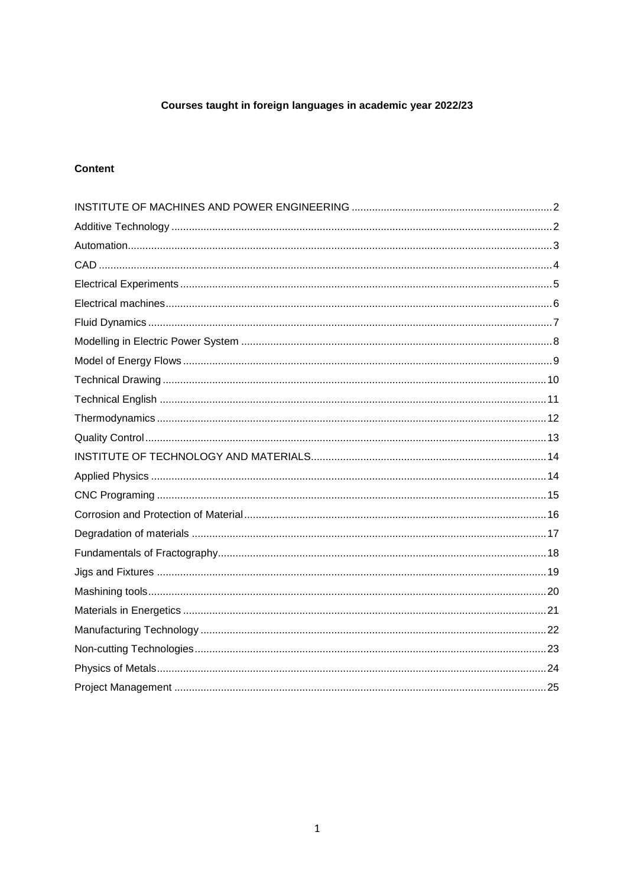**Courses taught in foreign languages in academic year 2022/23**

**Content**

INSTITUTE OF MACHINES AND POWER ENGINEERING ..... 2
Additive Technology ..... 2
Automation ..... 3
CAD ..... 4
Electrical Experiments ..... 5
Electrical machines ..... 6
Fluid Dynamics ..... 7
Modelling in Electric Power System ..... 8
Model of Energy Flows ..... 9
Technical Drawing ..... 10
Technical English ..... 11
Thermodynamics ..... 12
Quality Control ..... 13
INSTITUTE OF TECHNOLOGY AND MATERIALS ..... 14
Applied Physics ..... 14
CNC Programing ..... 15
Corrosion and Protection of Material ..... 16
Degradation of materials ..... 17
Fundamentals of Fractography ..... 18
Jigs and Fixtures ..... 19
Mashining tools ..... 20
Materials in Energetics ..... 21
Manufacturing Technology ..... 22
Non-cutting Technologies ..... 23
Physics of Metals ..... 24
Project Management ..... 25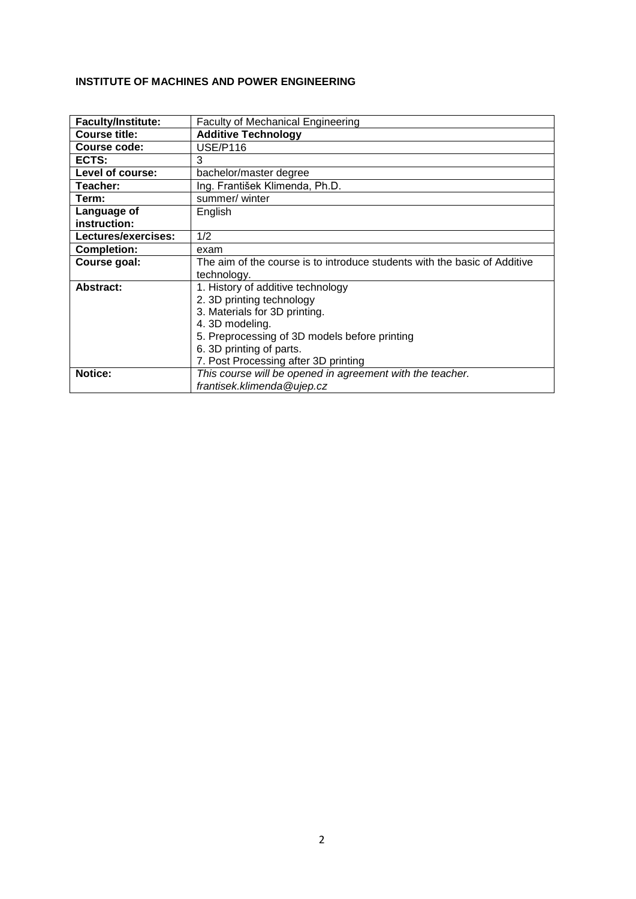**INSTITUTE OF MACHINES AND POWER ENGINEERING**

| **Faculty/Institute:** | Faculty of Mechanical Engineering |
|---|---|
| **Course title:** | **Additive Technology** |
| **Course code:** | USE/P116 |
| **ECTS:** | 3 |
| **Level of course:** | bachelor/master degree |
| **Teacher:** | Ing. František Klimenda, Ph.D. |
| **Term:** | summer/ winter |
| **Language of instruction:** | English |
| **Lectures/exercises:** | 1/2 |
| **Completion:** | exam |
| **Course goal:** | The aim of the course is to introduce students with the basic of Additive technology. |
| **Abstract:** | 1. History of additive technology<br>2. 3D printing technology<br>3. Materials for 3D printing.<br>4. 3D modeling.<br>5. Preprocessing of 3D models before printing<br>6. 3D printing of parts.<br>7. Post Processing after 3D printing |
| **Notice:** | *This course will be opened in agreement with the teacher.*<br>*frantisek.klimenda@ujep.cz* |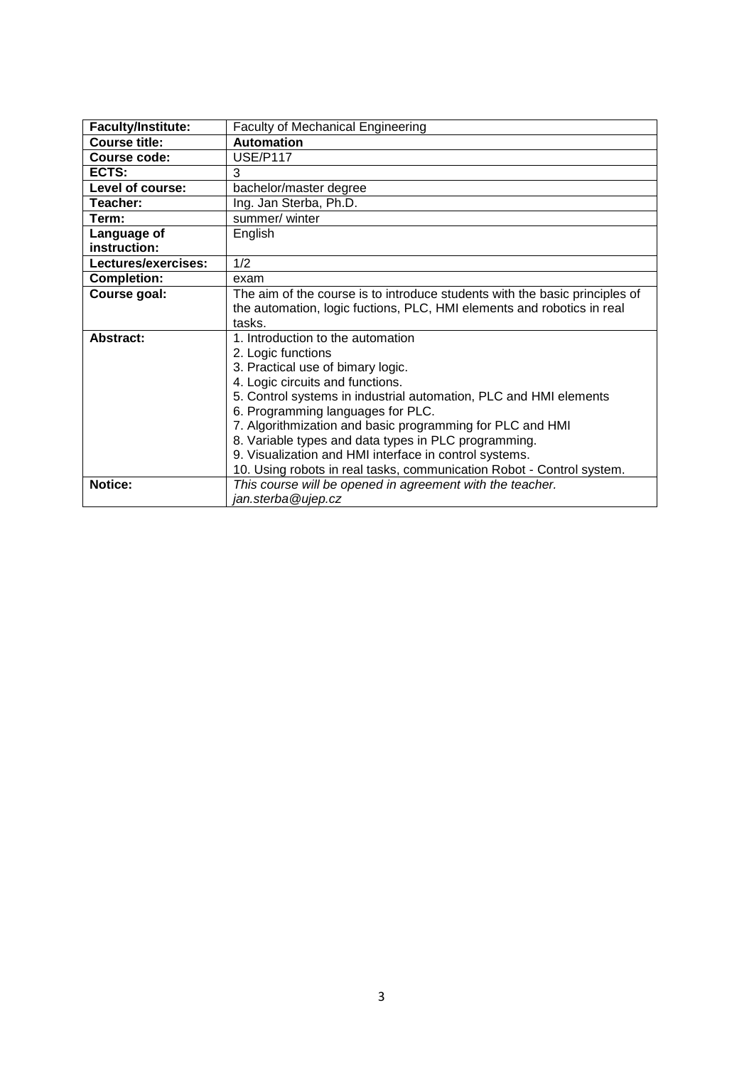| **Faculty/Institute:** | Faculty of Mechanical Engineering |
|---|---|
| **Course title:** | **Automation** |
| **Course code:** | USE/P117 |
| **ECTS:** | 3 |
| **Level of course:** | bachelor/master degree |
| **Teacher:** | Ing. Jan Sterba, Ph.D. |
| **Term:** | summer/ winter |
| **Language of instruction:** | English |
| **Lectures/exercises:** | 1/2 |
| **Completion:** | exam |
| **Course goal:** | The aim of the course is to introduce students with the basic principles of the automation, logic fuctions, PLC, HMI elements and robotics in real tasks. |
| **Abstract:** | 1. Introduction to the automation<br>2. Logic functions<br>3. Practical use of bimary logic.<br>4. Logic circuits and functions.<br>5. Control systems in industrial automation, PLC and HMI elements<br>6. Programming languages for PLC.<br>7. Algorithmization and basic programming for PLC and HMI<br>8. Variable types and data types in PLC programming.<br>9. Visualization and HMI interface in control systems.<br>10. Using robots in real tasks, communication Robot - Control system. |
| **Notice:** | *This course will be opened in agreement with the teacher.*<br>*jan.sterba@ujep.cz* |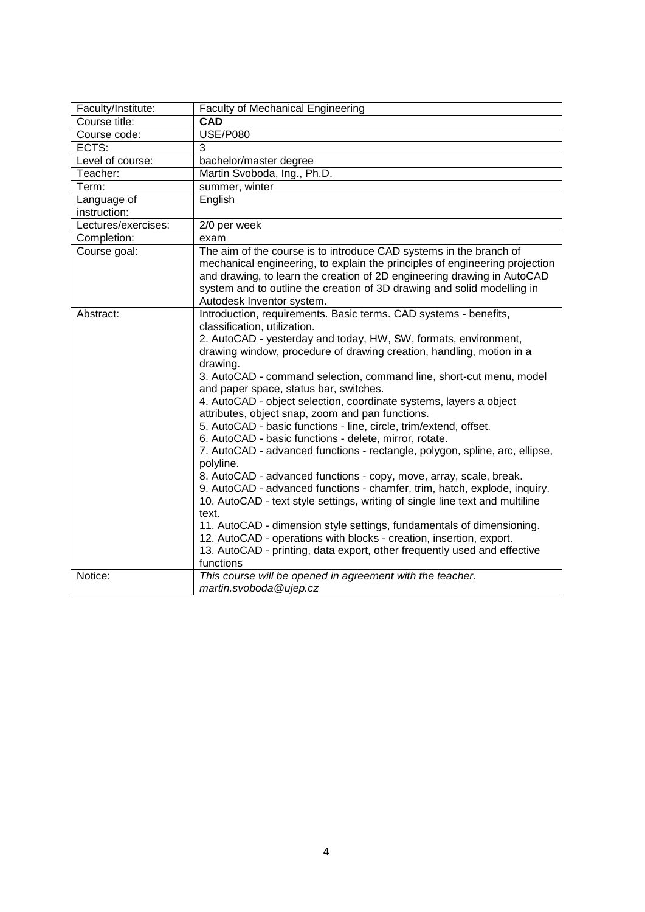| Faculty/Institute: | Faculty of Mechanical Engineering |
|---|---|
| Course title: | **CAD** |
| Course code: | USE/P080 |
| ECTS: | 3 |
| Level of course: | bachelor/master degree |
| Teacher: | Martin Svoboda, Ing., Ph.D. |
| Term: | summer, winter |
| Language of instruction: | English |
| Lectures/exercises: | 2/0 per week |
| Completion: | exam |
| Course goal: | The aim of the course is to introduce CAD systems in the branch of mechanical engineering, to explain the principles of engineering projection and drawing, to learn the creation of 2D engineering drawing in AutoCAD system and to outline the creation of 3D drawing and solid modelling in Autodesk Inventor system. |
| Abstract: | Introduction, requirements. Basic terms. CAD systems - benefits, classification, utilization.<br>2. AutoCAD - yesterday and today, HW, SW, formats, environment, drawing window, procedure of drawing creation, handling, motion in a drawing.<br>3. AutoCAD - command selection, command line, short-cut menu, model and paper space, status bar, switches.<br>4. AutoCAD - object selection, coordinate systems, layers a object attributes, object snap, zoom and pan functions.<br>5. AutoCAD - basic functions - line, circle, trim/extend, offset.<br>6. AutoCAD - basic functions - delete, mirror, rotate.<br>7. AutoCAD - advanced functions - rectangle, polygon, spline, arc, ellipse, polyline.<br>8. AutoCAD - advanced functions - copy, move, array, scale, break.<br>9. AutoCAD - advanced functions - chamfer, trim, hatch, explode, inquiry.<br>10. AutoCAD - text style settings, writing of single line text and multiline text.<br>11. AutoCAD - dimension style settings, fundamentals of dimensioning.<br>12. AutoCAD - operations with blocks - creation, insertion, export.<br>13. AutoCAD - printing, data export, other frequently used and effective functions |
| Notice: | *This course will be opened in agreement with the teacher.*<br>*martin.svoboda@ujep.cz* |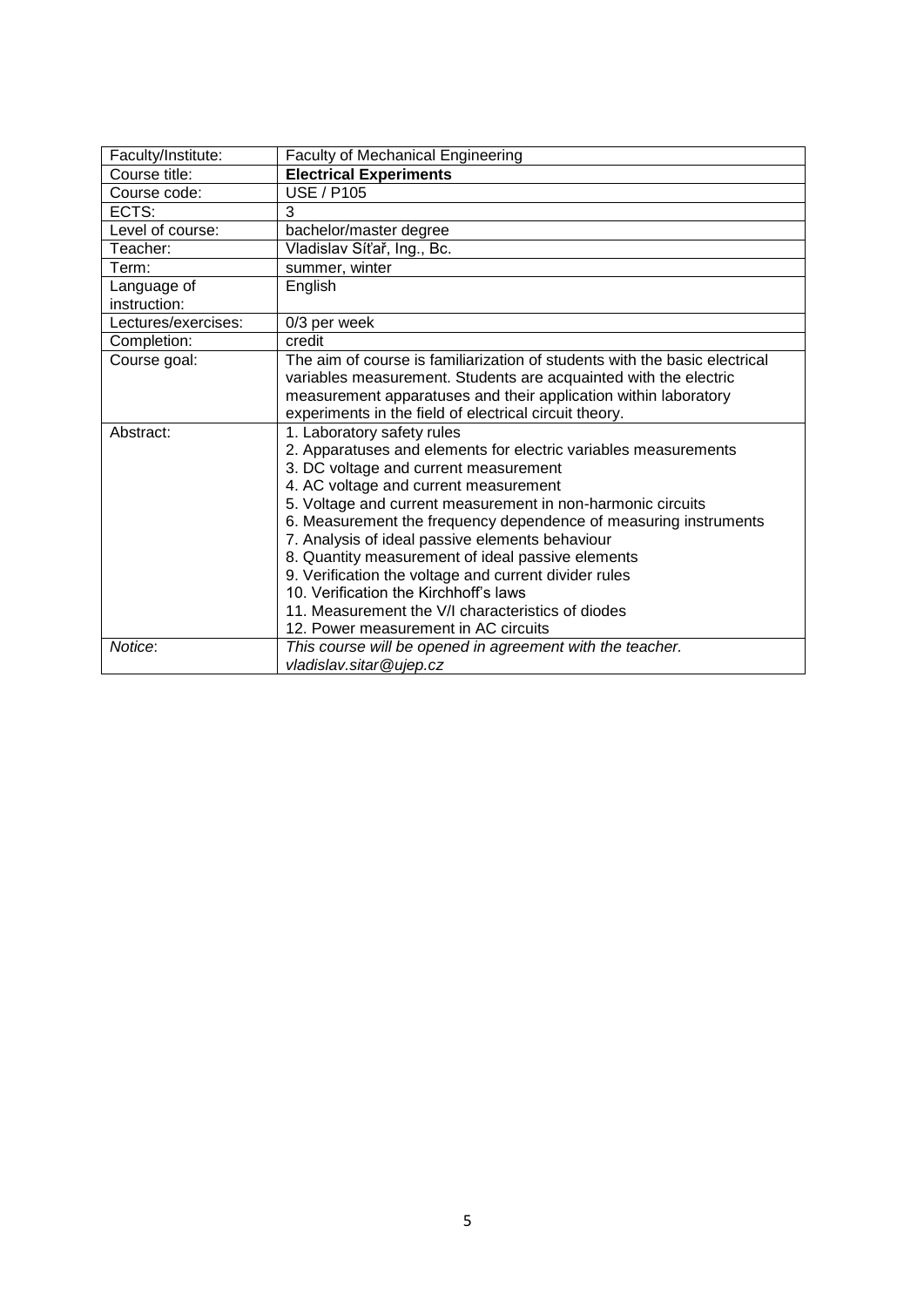| Faculty/Institute: | Faculty of Mechanical Engineering |
|---|---|
| Course title: | **Electrical Experiments** |
| Course code: | USE / P105 |
| ECTS: | 3 |
| Level of course: | bachelor/master degree |
| Teacher: | Vladislav Síťař, Ing., Bc. |
| Term: | summer, winter |
| Language of instruction: | English |
| Lectures/exercises: | 0/3 per week |
| Completion: | credit |
| Course goal: | The aim of course is familiarization of students with the basic electrical variables measurement. Students are acquainted with the electric measurement apparatuses and their application within laboratory experiments in the field of electrical circuit theory. |
| Abstract: | 1. Laboratory safety rules<br>2. Apparatuses and elements for electric variables measurements<br>3. DC voltage and current measurement<br>4. AC voltage and current measurement<br>5. Voltage and current measurement in non-harmonic circuits<br>6. Measurement the frequency dependence of measuring instruments<br>7. Analysis of ideal passive elements behaviour<br>8. Quantity measurement of ideal passive elements<br>9. Verification the voltage and current divider rules<br>10. Verification the Kirchhoff's laws<br>11. Measurement the V/I characteristics of diodes<br>12. Power measurement in AC circuits |
| *Notice*: | *This course will be opened in agreement with the teacher.*<br>*vladislav.sitar@ujep.cz* |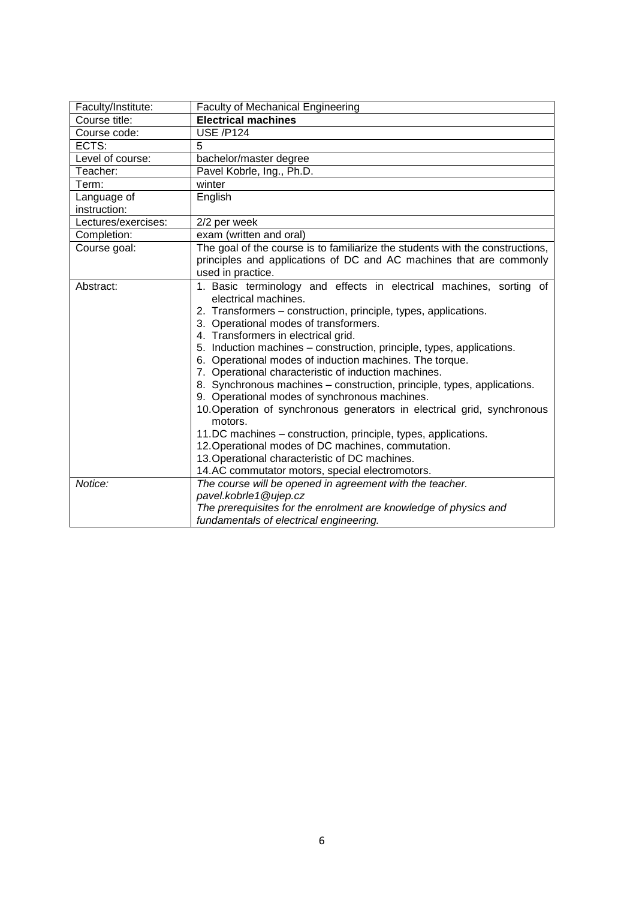| Faculty/Institute: | Faculty of Mechanical Engineering |
|---|---|
| Course title: | **Electrical machines** |
| Course code: | USE /P124 |
| ECTS: | 5 |
| Level of course: | bachelor/master degree |
| Teacher: | Pavel Kobrle, Ing., Ph.D. |
| Term: | winter |
| Language of instruction: | English |
| Lectures/exercises: | 2/2 per week |
| Completion: | exam (written and oral) |
| Course goal: | The goal of the course is to familiarize the students with the constructions, principles and applications of DC and AC machines that are commonly used in practice. |
| Abstract: | 1. Basic terminology and effects in electrical machines, sorting of electrical machines.<br>2. Transformers – construction, principle, types, applications.<br>3. Operational modes of transformers.<br>4. Transformers in electrical grid.<br>5. Induction machines – construction, principle, types, applications.<br>6. Operational modes of induction machines. The torque.<br>7. Operational characteristic of induction machines.<br>8. Synchronous machines – construction, principle, types, applications.<br>9. Operational modes of synchronous machines.<br>10.Operation of synchronous generators in electrical grid, synchronous motors.<br>11.DC machines – construction, principle, types, applications.<br>12.Operational modes of DC machines, commutation.<br>13.Operational characteristic of DC machines.<br>14.AC commutator motors, special electromotors. |
| *Notice:* | *The course will be opened in agreement with the teacher.*<br>*pavel.kobrle1@ujep.cz*<br>*The prerequisites for the enrolment are knowledge of physics and fundamentals of electrical engineering.* |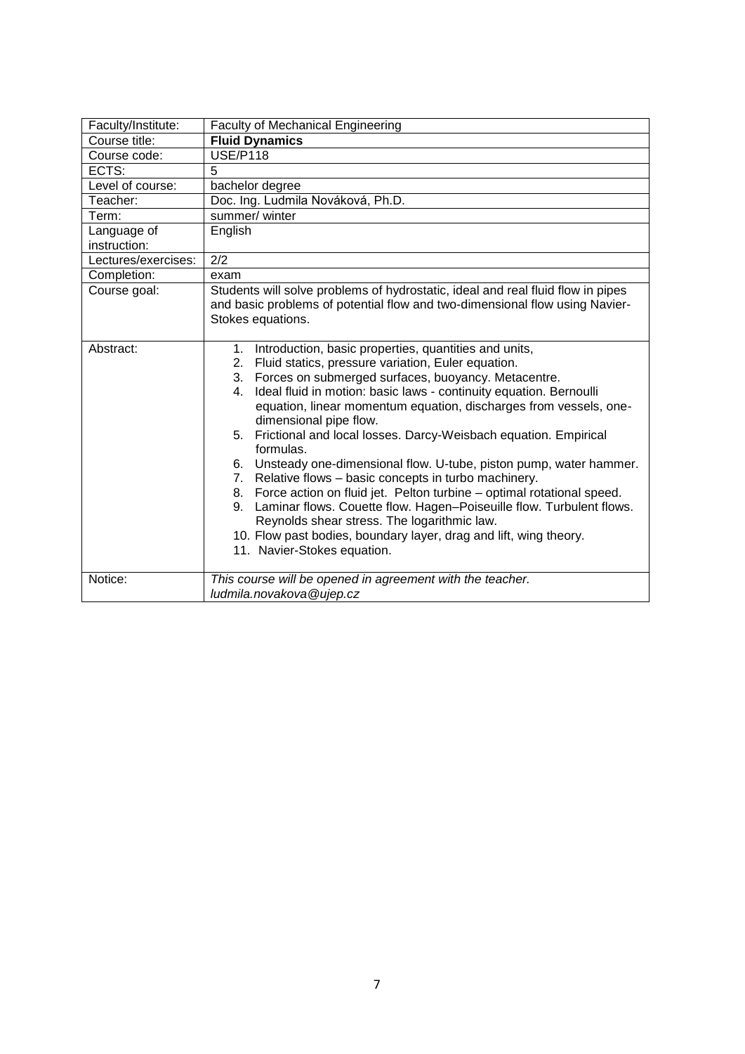| Faculty/Institute: | Faculty of Mechanical Engineering |
|---|---|
| Course title: | **Fluid Dynamics** |
| Course code: | USE/P118 |
| ECTS: | 5 |
| Level of course: | bachelor degree |
| Teacher: | Doc. Ing. Ludmila Nováková, Ph.D. |
| Term: | summer/ winter |
| Language of instruction: | English |
| Lectures/exercises: | 2/2 |
| Completion: | exam |
| Course goal: | Students will solve problems of hydrostatic, ideal and real fluid flow in pipes and basic problems of potential flow and two-dimensional flow using Navier-Stokes equations. |
| Abstract: | 1. Introduction, basic properties, quantities and units,<br>2. Fluid statics, pressure variation, Euler equation.<br>3. Forces on submerged surfaces, buoyancy. Metacentre.<br>4. Ideal fluid in motion: basic laws - continuity equation. Bernoulli equation, linear momentum equation, discharges from vessels, one-dimensional pipe flow.<br>5. Frictional and local losses. Darcy-Weisbach equation. Empirical formulas.<br>6. Unsteady one-dimensional flow. U-tube, piston pump, water hammer.<br>7. Relative flows – basic concepts in turbo machinery.<br>8. Force action on fluid jet. Pelton turbine – optimal rotational speed.<br>9. Laminar flows. Couette flow. Hagen–Poiseuille flow. Turbulent flows. Reynolds shear stress. The logarithmic law.<br>10. Flow past bodies, boundary layer, drag and lift, wing theory.<br>11. Navier-Stokes equation. |
| Notice: | *This course will be opened in agreement with the teacher.*<br>*ludmila.novakova@ujep.cz* |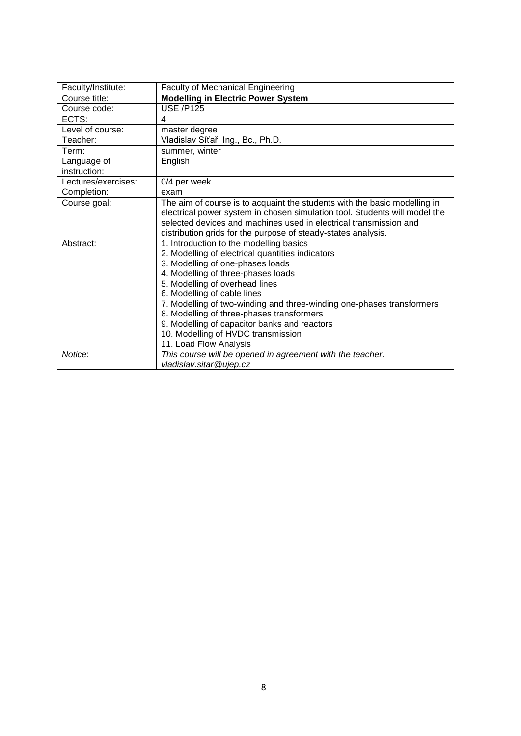| Faculty/Institute: | Faculty of Mechanical Engineering |
| --- | --- |
| Course title: | **Modelling in Electric Power System** |
| Course code: | USE /P125 |
| ECTS: | 4 |
| Level of course: | master degree |
| Teacher: | Vladislav Síťař, Ing., Bc., Ph.D. |
| Term: | summer, winter |
| Language of instruction: | English |
| Lectures/exercises: | 0/4 per week |
| Completion: | exam |
| Course goal: | The aim of course is to acquaint the students with the basic modelling in electrical power system in chosen simulation tool. Students will model the selected devices and machines used in electrical transmission and distribution grids for the purpose of steady-states analysis. |
| Abstract: | 1. Introduction to the modelling basics<br>2. Modelling of electrical quantities indicators<br>3. Modelling of one-phases loads<br>4. Modelling of three-phases loads<br>5. Modelling of overhead lines<br>6. Modelling of cable lines<br>7. Modelling of two-winding and three-winding one-phases transformers<br>8. Modelling of three-phases transformers<br>9. Modelling of capacitor banks and reactors<br>10. Modelling of HVDC transmission<br>11. Load Flow Analysis |
| *Notice*: | *This course will be opened in agreement with the teacher.*<br>*vladislav.sitar@ujep.cz* |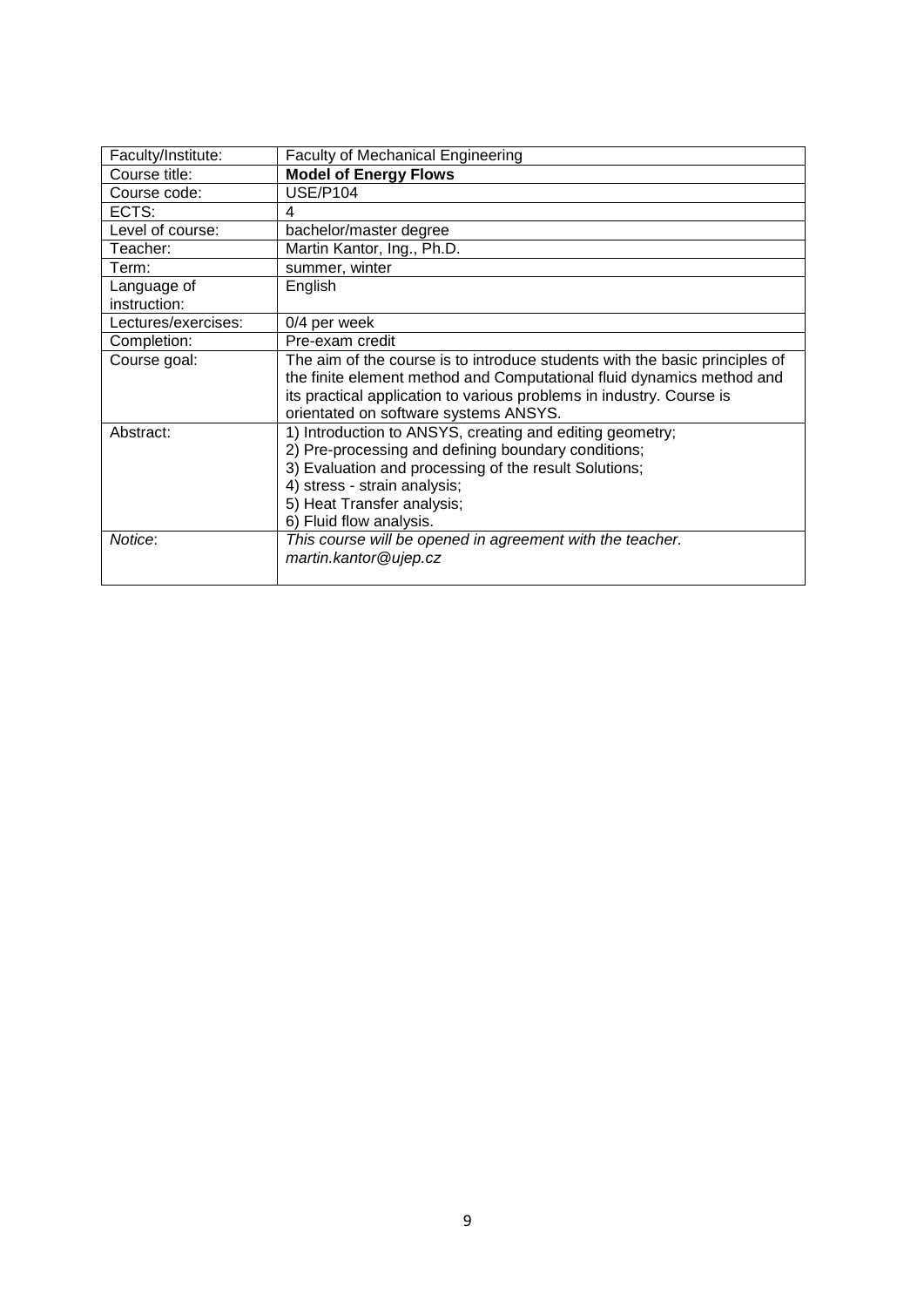| Faculty/Institute: | Faculty of Mechanical Engineering |
|---|---|
| Course title: | **Model of Energy Flows** |
| Course code: | USE/P104 |
| ECTS: | 4 |
| Level of course: | bachelor/master degree |
| Teacher: | Martin Kantor, Ing., Ph.D. |
| Term: | summer, winter |
| Language of instruction: | English |
| Lectures/exercises: | 0/4 per week |
| Completion: | Pre-exam credit |
| Course goal: | The aim of the course is to introduce students with the basic principles of the finite element method and Computational fluid dynamics method and its practical application to various problems in industry. Course is orientated on software systems ANSYS. |
| Abstract: | 1) Introduction to ANSYS, creating and editing geometry;<br>2) Pre-processing and defining boundary conditions;<br>3) Evaluation and processing of the result Solutions;<br>4) stress - strain analysis;<br>5) Heat Transfer analysis;<br>6) Fluid flow analysis. |
| *Notice*: | *This course will be opened in agreement with the teacher.*<br>*martin.kantor@ujep.cz* |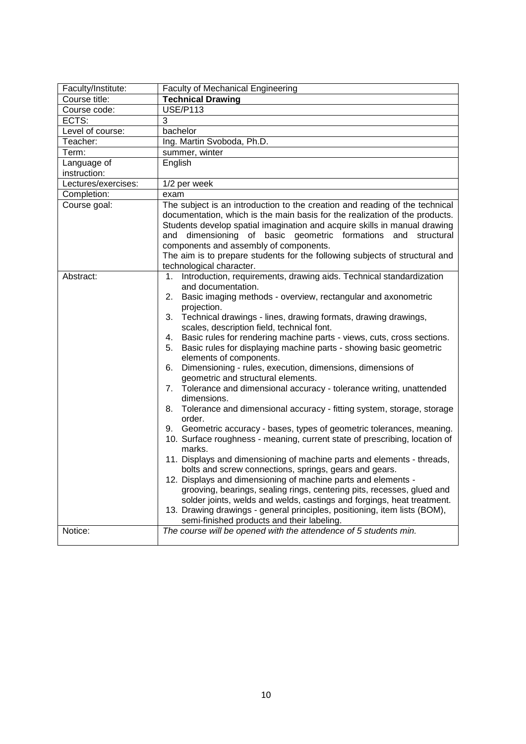| Faculty/Institute: | Faculty of Mechanical Engineering |
|---|---|
| Course title: | **Technical Drawing** |
| Course code: | USE/P113 |
| ECTS: | 3 |
| Level of course: | bachelor |
| Teacher: | Ing. Martin Svoboda, Ph.D. |
| Term: | summer, winter |
| Language of instruction: | English |
| Lectures/exercises: | 1/2 per week |
| Completion: | exam |
| Course goal: | The subject is an introduction to the creation and reading of the technical documentation, which is the main basis for the realization of the products. Students develop spatial imagination and acquire skills in manual drawing and dimensioning of basic geometric formations and structural components and assembly of components.<br>The aim is to prepare students for the following subjects of structural and technological character. |
| Abstract: | 1. Introduction, requirements, drawing aids. Technical standardization and documentation.<br>2. Basic imaging methods - overview, rectangular and axonometric projection.<br>3. Technical drawings - lines, drawing formats, drawing drawings, scales, description field, technical font.<br>4. Basic rules for rendering machine parts - views, cuts, cross sections.<br>5. Basic rules for displaying machine parts - showing basic geometric elements of components.<br>6. Dimensioning - rules, execution, dimensions, dimensions of geometric and structural elements.<br>7. Tolerance and dimensional accuracy - tolerance writing, unattended dimensions.<br>8. Tolerance and dimensional accuracy - fitting system, storage, storage order.<br>9. Geometric accuracy - bases, types of geometric tolerances, meaning.<br>10. Surface roughness - meaning, current state of prescribing, location of marks.<br>11. Displays and dimensioning of machine parts and elements - threads, bolts and screw connections, springs, gears and gears.<br>12. Displays and dimensioning of machine parts and elements - grooving, bearings, sealing rings, centering pits, recesses, glued and solder joints, welds and welds, castings and forgings, heat treatment.<br>13. Drawing drawings - general principles, positioning, item lists (BOM), semi-finished products and their labeling. |
| Notice: | *The course will be opened with the attendence of 5 students min.* |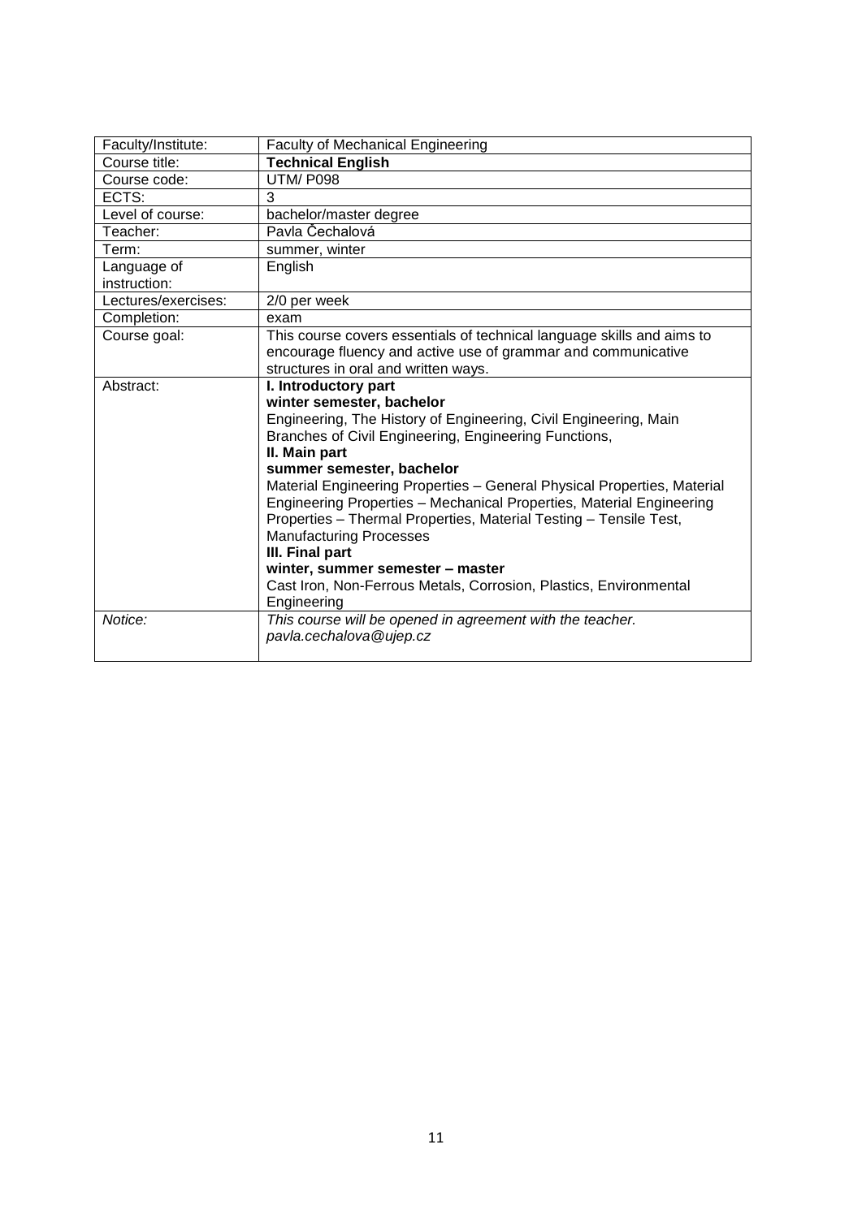| Faculty/Institute: | Faculty of Mechanical Engineering |
|---|---|
| Course title: | **Technical English** |
| Course code: | UTM/ P098 |
| ECTS: | 3 |
| Level of course: | bachelor/master degree |
| Teacher: | Pavla Čechalová |
| Term: | summer, winter |
| Language of instruction: | English |
| Lectures/exercises: | 2/0 per week |
| Completion: | exam |
| Course goal: | This course covers essentials of technical language skills and aims to encourage fluency and active use of grammar and communicative structures in oral and written ways. |
| Abstract: | **I. Introductory part**<br>**winter semester, bachelor**<br>Engineering, The History of Engineering, Civil Engineering, Main Branches of Civil Engineering, Engineering Functions,<br>**II. Main part**<br>**summer semester, bachelor**<br>Material Engineering Properties – General Physical Properties, Material Engineering Properties – Mechanical Properties, Material Engineering Properties – Thermal Properties, Material Testing – Tensile Test, Manufacturing Processes<br>**III. Final part**<br>**winter, summer semester – master**<br>Cast Iron, Non-Ferrous Metals, Corrosion, Plastics, Environmental Engineering |
| *Notice:* | *This course will be opened in agreement with the teacher.*<br>*pavla.cechalova@ujep.cz* |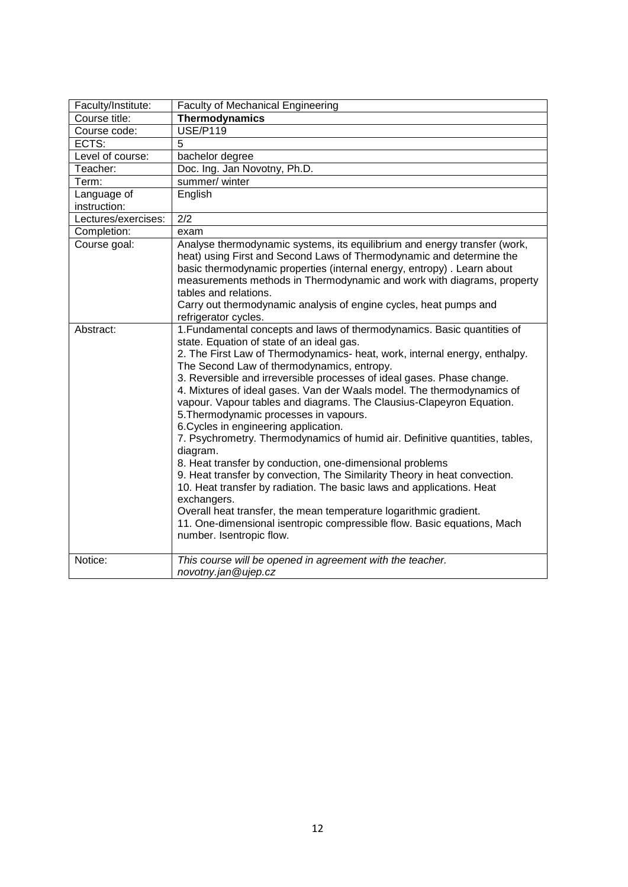| Faculty/Institute: | Faculty of Mechanical Engineering |
|---|---|
| Course title: | **Thermodynamics** |
| Course code: | USE/P119 |
| ECTS: | 5 |
| Level of course: | bachelor degree |
| Teacher: | Doc. Ing. Jan Novotny, Ph.D. |
| Term: | summer/ winter |
| Language of instruction: | English |
| Lectures/exercises: | 2/2 |
| Completion: | exam |
| Course goal: | Analyse thermodynamic systems, its equilibrium and energy transfer (work, heat) using First and Second Laws of Thermodynamic and determine the basic thermodynamic properties (internal energy, entropy) . Learn about measurements methods in Thermodynamic and work with diagrams, property tables and relations.<br>Carry out thermodynamic analysis of engine cycles, heat pumps and refrigerator cycles. |
| Abstract: | 1.Fundamental concepts and laws of thermodynamics. Basic quantities of state. Equation of state of an ideal gas.<br>2. The First Law of Thermodynamics- heat, work, internal energy, enthalpy. The Second Law of thermodynamics, entropy.<br>3. Reversible and irreversible processes of ideal gases. Phase change.<br>4. Mixtures of ideal gases. Van der Waals model. The thermodynamics of vapour. Vapour tables and diagrams. The Clausius-Clapeyron Equation.<br>5.Thermodynamic processes in vapours.<br>6.Cycles in engineering application.<br>7. Psychrometry. Thermodynamics of humid air. Definitive quantities, tables, diagram.<br>8. Heat transfer by conduction, one-dimensional problems<br>9. Heat transfer by convection, The Similarity Theory in heat convection.<br>10. Heat transfer by radiation. The basic laws and applications. Heat exchangers.<br>Overall heat transfer, the mean temperature logarithmic gradient.<br>11. One-dimensional isentropic compressible flow. Basic equations, Mach number. Isentropic flow. |
| Notice: | *This course will be opened in agreement with the teacher.*<br>*novotny.jan@ujep.cz* |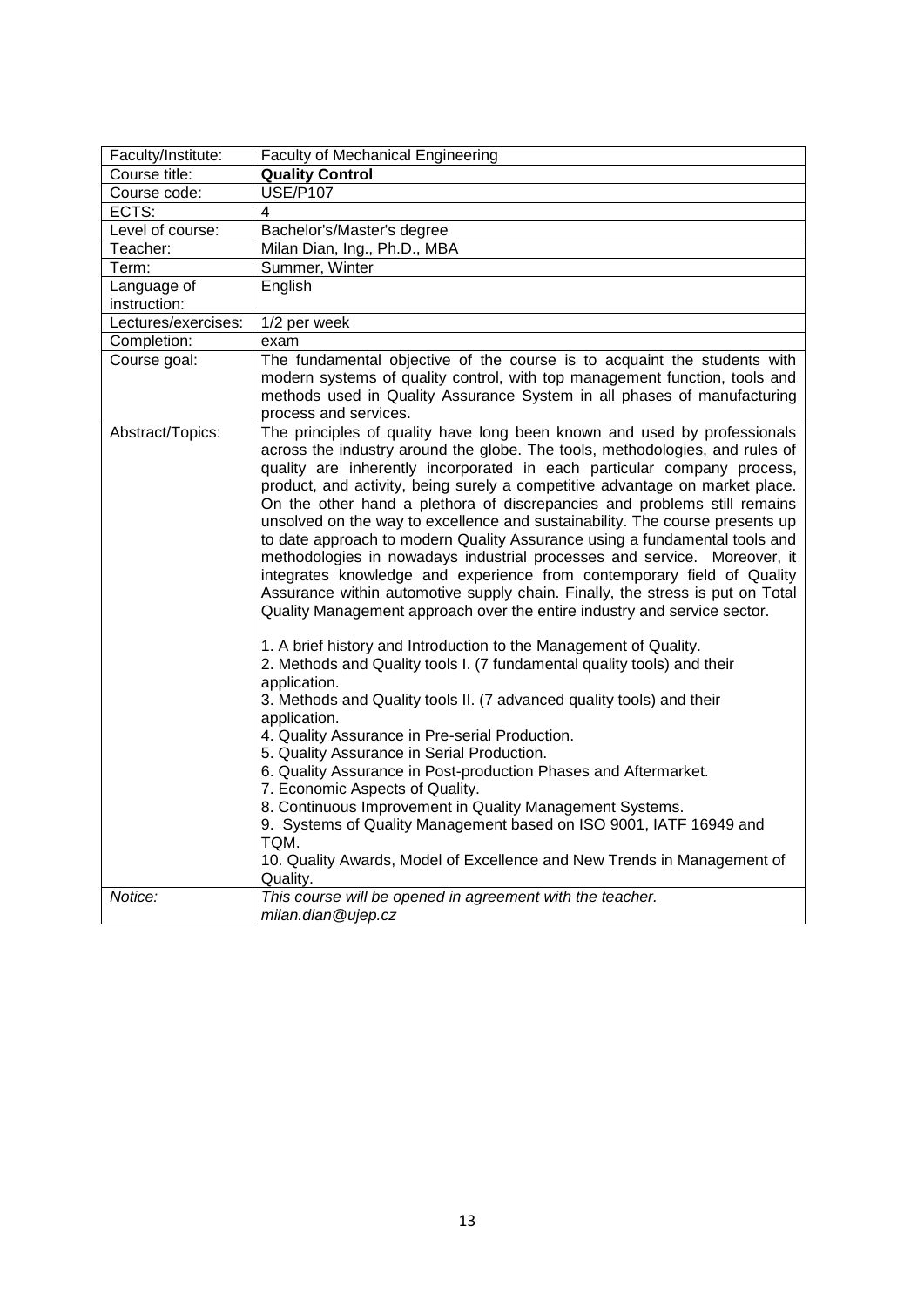| Faculty/Institute: | Faculty of Mechanical Engineering |
|---|---|
| Course title: | **Quality Control** |
| Course code: | USE/P107 |
| ECTS: | 4 |
| Level of course: | Bachelor's/Master's degree |
| Teacher: | Milan Dian, Ing., Ph.D., MBA |
| Term: | Summer, Winter |
| Language of instruction: | English |
| Lectures/exercises: | 1/2 per week |
| Completion: | exam |
| Course goal: | The fundamental objective of the course is to acquaint the students with modern systems of quality control, with top management function, tools and methods used in Quality Assurance System in all phases of manufacturing process and services. |
| Abstract/Topics: | The principles of quality have long been known and used by professionals across the industry around the globe. The tools, methodologies, and rules of quality are inherently incorporated in each particular company process, product, and activity, being surely a competitive advantage on market place. On the other hand a plethora of discrepancies and problems still remains unsolved on the way to excellence and sustainability. The course presents up to date approach to modern Quality Assurance using a fundamental tools and methodologies in nowadays industrial processes and service. Moreover, it integrates knowledge and experience from contemporary field of Quality Assurance within automotive supply chain. Finally, the stress is put on Total Quality Management approach over the entire industry and service sector.<br><br>1. A brief history and Introduction to the Management of Quality.<br>2. Methods and Quality tools I. (7 fundamental quality tools) and their application.<br>3. Methods and Quality tools II. (7 advanced quality tools) and their application.<br>4. Quality Assurance in Pre-serial Production.<br>5. Quality Assurance in Serial Production.<br>6. Quality Assurance in Post-production Phases and Aftermarket.<br>7. Economic Aspects of Quality.<br>8. Continuous Improvement in Quality Management Systems.<br>9. Systems of Quality Management based on ISO 9001, IATF 16949 and TQM.<br>10. Quality Awards, Model of Excellence and New Trends in Management of Quality. |
| *Notice:* | *This course will be opened in agreement with the teacher.*<br>*milan.dian@ujep.cz* |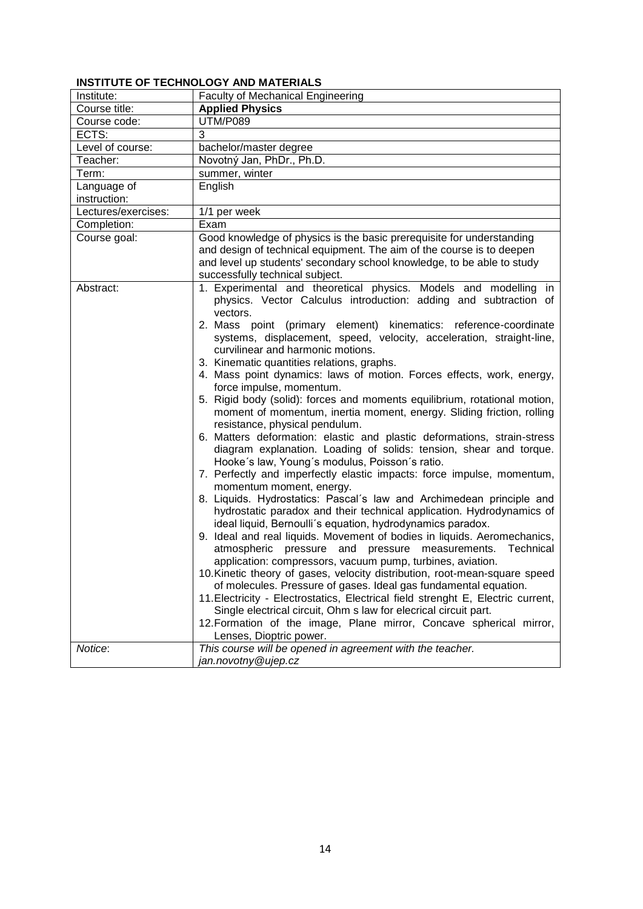**INSTITUTE OF TECHNOLOGY AND MATERIALS**

| | |
|---|---|
| Institute: | Faculty of Mechanical Engineering |
| Course title: | **Applied Physics** |
| Course code: | UTM/P089 |
| ECTS: | 3 |
| Level of course: | bachelor/master degree |
| Teacher: | Novotný Jan, PhDr., Ph.D. |
| Term: | summer, winter |
| Language of instruction: | English |
| Lectures/exercises: | 1/1 per week |
| Completion: | Exam |
| Course goal: | Good knowledge of physics is the basic prerequisite for understanding and design of technical equipment. The aim of the course is to deepen and level up students' secondary school knowledge, to be able to study successfully technical subject. |
| Abstract: | 1. Experimental and theoretical physics. Models and modelling in physics. Vector Calculus introduction: adding and subtraction of vectors.<br>2. Mass point (primary element) kinematics: reference-coordinate systems, displacement, speed, velocity, acceleration, straight-line, curvilinear and harmonic motions.<br>3. Kinematic quantities relations, graphs.<br>4. Mass point dynamics: laws of motion. Forces effects, work, energy, force impulse, momentum.<br>5. Rigid body (solid): forces and moments equilibrium, rotational motion, moment of momentum, inertia moment, energy. Sliding friction, rolling resistance, physical pendulum.<br>6. Matters deformation: elastic and plastic deformations, strain-stress diagram explanation. Loading of solids: tension, shear and torque. Hooke´s law, Young´s modulus, Poisson´s ratio.<br>7. Perfectly and imperfectly elastic impacts: force impulse, momentum, momentum moment, energy.<br>8. Liquids. Hydrostatics: Pascal´s law and Archimedean principle and hydrostatic paradox and their technical application. Hydrodynamics of ideal liquid, Bernoulli´s equation, hydrodynamics paradox.<br>9. Ideal and real liquids. Movement of bodies in liquids. Aeromechanics, atmospheric pressure and pressure measurements. Technical application: compressors, vacuum pump, turbines, aviation.<br>10. Kinetic theory of gases, velocity distribution, root-mean-square speed of molecules. Pressure of gases. Ideal gas fundamental equation.<br>11. Electricity - Electrostatics, Electrical field strenght E, Electric current, Single electrical circuit, Ohm s law for elecrical circuit part.<br>12. Formation of the image, Plane mirror, Concave spherical mirror, Lenses, Dioptric power. |
| *Notice*: | *This course will be opened in agreement with the teacher.*<br>*jan.novotny@ujep.cz* |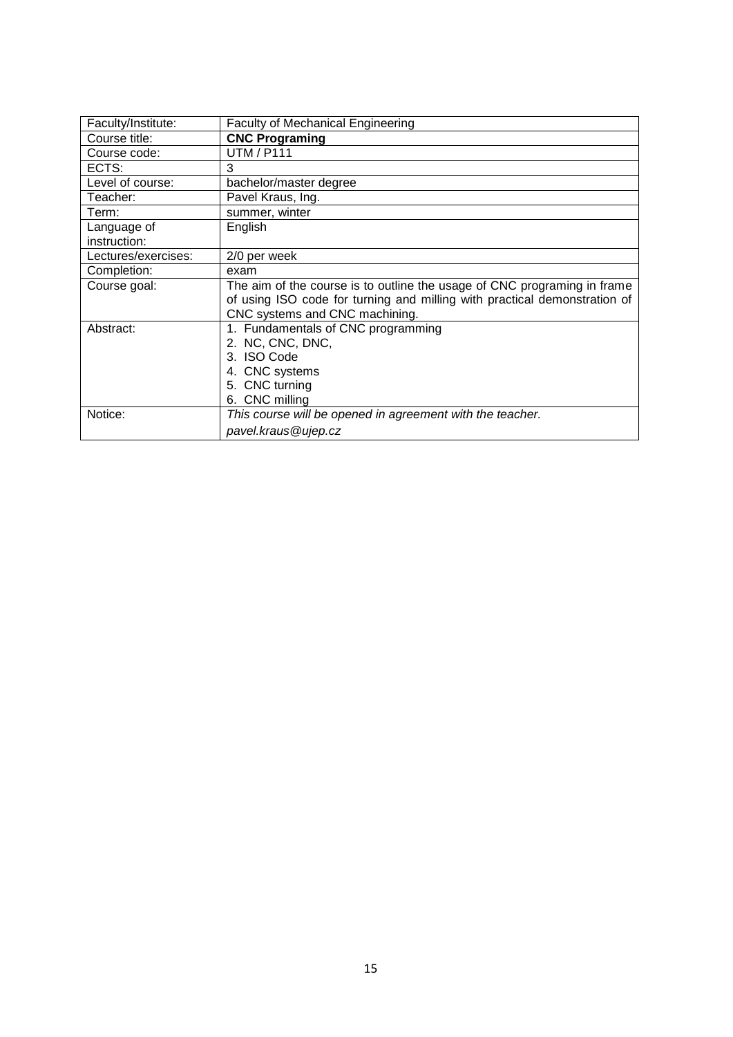| Faculty/Institute: | Faculty of Mechanical Engineering |
| --- | --- |
| Course title: | **CNC Programing** |
| Course code: | UTM / P111 |
| ECTS: | 3 |
| Level of course: | bachelor/master degree |
| Teacher: | Pavel Kraus, Ing. |
| Term: | summer, winter |
| Language of instruction: | English |
| Lectures/exercises: | 2/0 per week |
| Completion: | exam |
| Course goal: | The aim of the course is to outline the usage of CNC programing in frame of using ISO code for turning and milling with practical demonstration of CNC systems and CNC machining. |
| Abstract: | 1. Fundamentals of CNC programming<br>2. NC, CNC, DNC,<br>3. ISO Code<br>4. CNC systems<br>5. CNC turning<br>6. CNC milling |
| Notice: | *This course will be opened in agreement with the teacher.*<br>*pavel.kraus@ujep.cz* |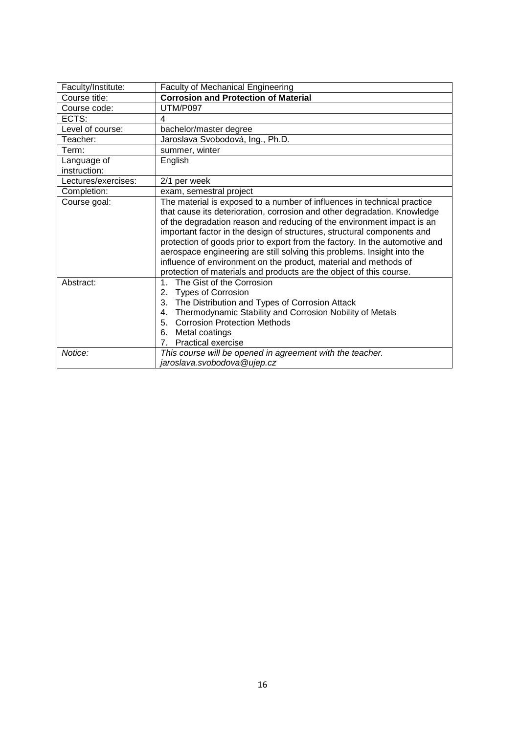| Faculty/Institute: | Faculty of Mechanical Engineering |
|---|---|
| Course title: | **Corrosion and Protection of Material** |
| Course code: | UTM/P097 |
| ECTS: | 4 |
| Level of course: | bachelor/master degree |
| Teacher: | Jaroslava Svobodová, Ing., Ph.D. |
| Term: | summer, winter |
| Language of instruction: | English |
| Lectures/exercises: | 2/1 per week |
| Completion: | exam, semestral project |
| Course goal: | The material is exposed to a number of influences in technical practice that cause its deterioration, corrosion and other degradation. Knowledge of the degradation reason and reducing of the environment impact is an important factor in the design of structures, structural components and protection of goods prior to export from the factory. In the automotive and aerospace engineering are still solving this problems. Insight into the influence of environment on the product, material and methods of protection of materials and products are the object of this course. |
| Abstract: | 1. The Gist of the Corrosion<br>2. Types of Corrosion<br>3. The Distribution and Types of Corrosion Attack<br>4. Thermodynamic Stability and Corrosion Nobility of Metals<br>5. Corrosion Protection Methods<br>6. Metal coatings<br>7. Practical exercise |
| *Notice:* | *This course will be opened in agreement with the teacher. jaroslava.svobodova@ujep.cz* |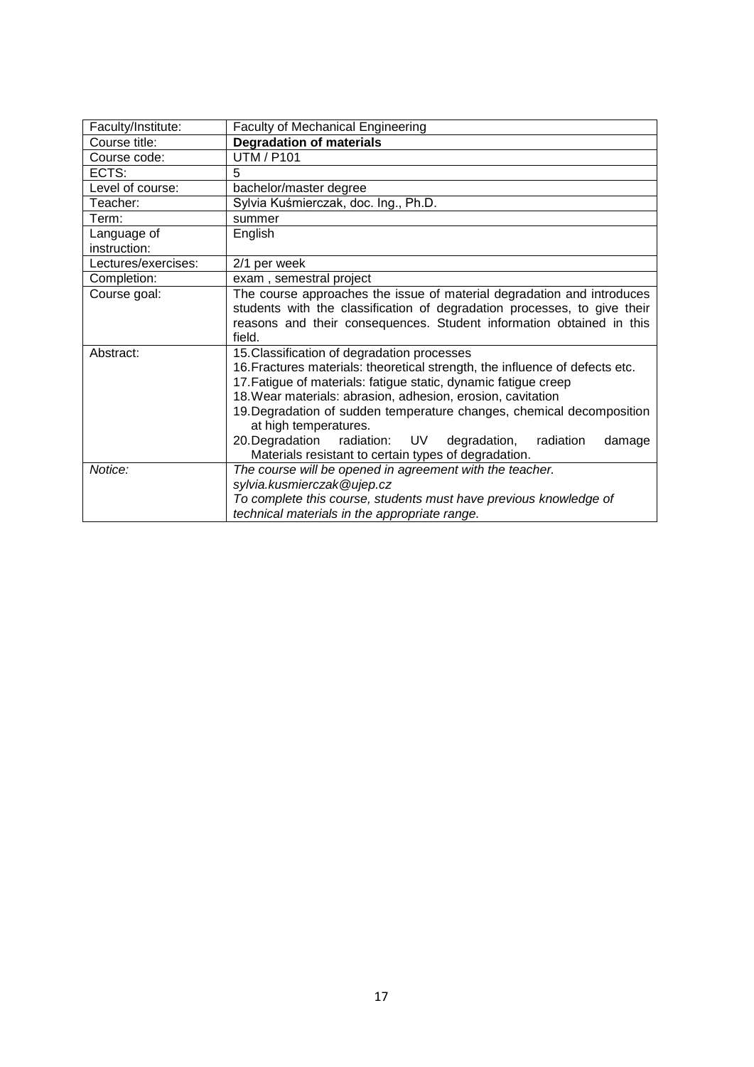| Faculty/Institute: | Faculty of Mechanical Engineering |
|---|---|
| Course title: | **Degradation of materials** |
| Course code: | UTM / P101 |
| ECTS: | 5 |
| Level of course: | bachelor/master degree |
| Teacher: | Sylvia Kuśmierczak, doc. Ing., Ph.D. |
| Term: | summer |
| Language of instruction: | English |
| Lectures/exercises: | 2/1 per week |
| Completion: | exam , semestral project |
| Course goal: | The course approaches the issue of material degradation and introduces students with the classification of degradation processes, to give their reasons and their consequences. Student information obtained in this field. |
| Abstract: | 15. Classification of degradation processes<br>16. Fractures materials: theoretical strength, the influence of defects etc.<br>17. Fatigue of materials: fatigue static, dynamic fatigue creep<br>18. Wear materials: abrasion, adhesion, erosion, cavitation<br>19. Degradation of sudden temperature changes, chemical decomposition at high temperatures.<br>20. Degradation radiation: UV degradation, radiation damage Materials resistant to certain types of degradation. |
| *Notice:* | *The course will be opened in agreement with the teacher.*<br>*sylvia.kusmierczak@ujep.cz*<br>*To complete this course, students must have previous knowledge of technical materials in the appropriate range.* |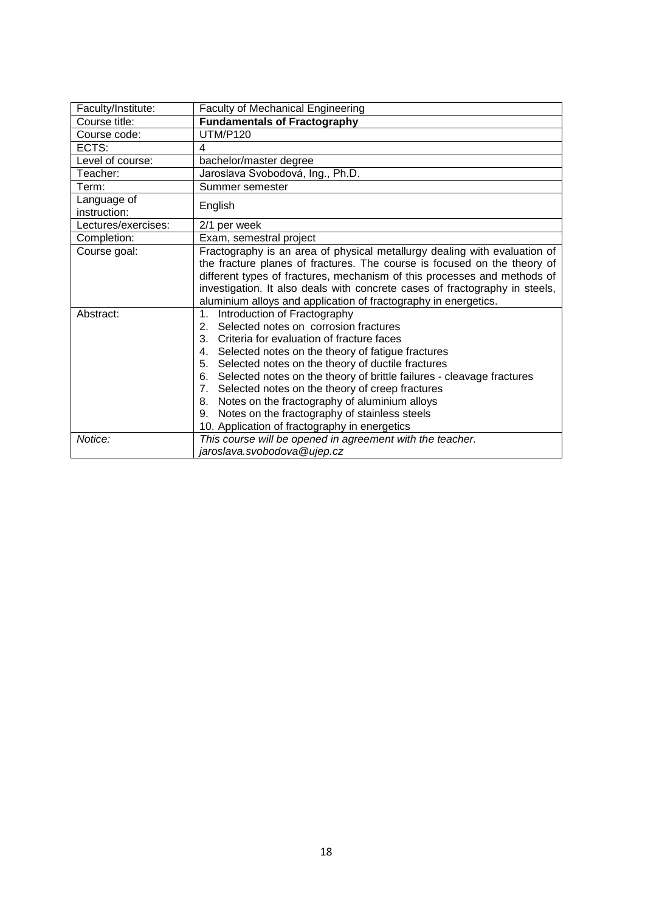| Faculty/Institute: | Faculty of Mechanical Engineering |
|---|---|
| Course title: | **Fundamentals of Fractography** |
| Course code: | UTM/P120 |
| ECTS: | 4 |
| Level of course: | bachelor/master degree |
| Teacher: | Jaroslava Svobodová, Ing., Ph.D. |
| Term: | Summer semester |
| Language of instruction: | English |
| Lectures/exercises: | 2/1 per week |
| Completion: | Exam, semestral project |
| Course goal: | Fractography is an area of physical metallurgy dealing with evaluation of the fracture planes of fractures. The course is focused on the theory of different types of fractures, mechanism of this processes and methods of investigation. It also deals with concrete cases of fractography in steels, aluminium alloys and application of fractography in energetics. |
| Abstract: | 1. Introduction of Fractography<br>2. Selected notes on corrosion fractures<br>3. Criteria for evaluation of fracture faces<br>4. Selected notes on the theory of fatigue fractures<br>5. Selected notes on the theory of ductile fractures<br>6. Selected notes on the theory of brittle failures - cleavage fractures<br>7. Selected notes on the theory of creep fractures<br>8. Notes on the fractography of aluminium alloys<br>9. Notes on the fractography of stainless steels<br>10. Application of fractography in energetics |
| *Notice:* | *This course will be opened in agreement with the teacher.*<br>*jaroslava.svobodova@ujep.cz* |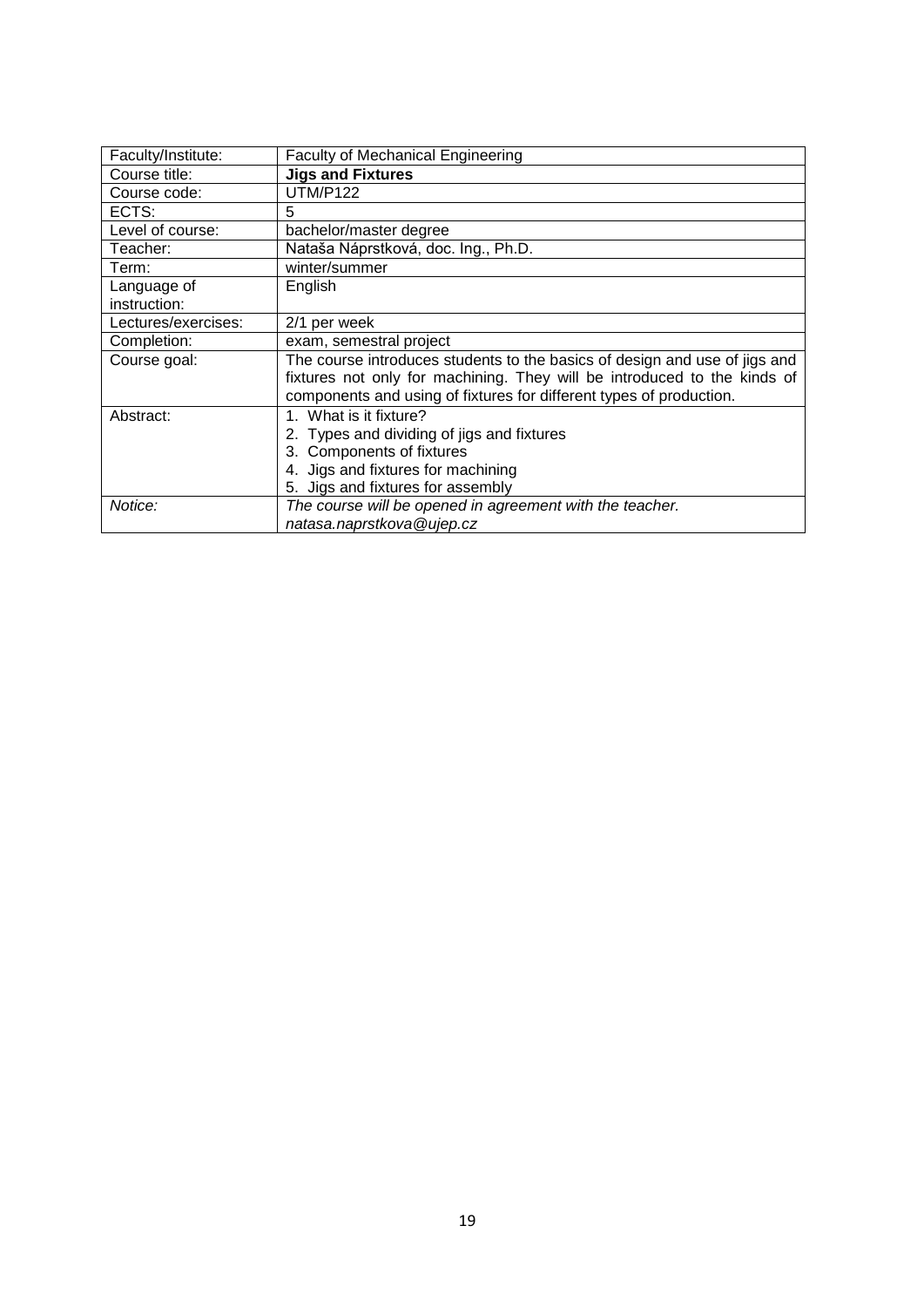| Faculty/Institute: | Faculty of Mechanical Engineering |
|---|---|
| Course title: | **Jigs and Fixtures** |
| Course code: | UTM/P122 |
| ECTS: | 5 |
| Level of course: | bachelor/master degree |
| Teacher: | Nataša Náprstková, doc. Ing., Ph.D. |
| Term: | winter/summer |
| Language of instruction: | English |
| Lectures/exercises: | 2/1 per week |
| Completion: | exam, semestral project |
| Course goal: | The course introduces students to the basics of design and use of jigs and fixtures not only for machining. They will be introduced to the kinds of components and using of fixtures for different types of production. |
| Abstract: | 1. What is it fixture?<br>2. Types and dividing of jigs and fixtures<br>3. Components of fixtures<br>4. Jigs and fixtures for machining<br>5. Jigs and fixtures for assembly |
| *Notice:* | *The course will be opened in agreement with the teacher.*<br>*natasa.naprstkova@ujep.cz* |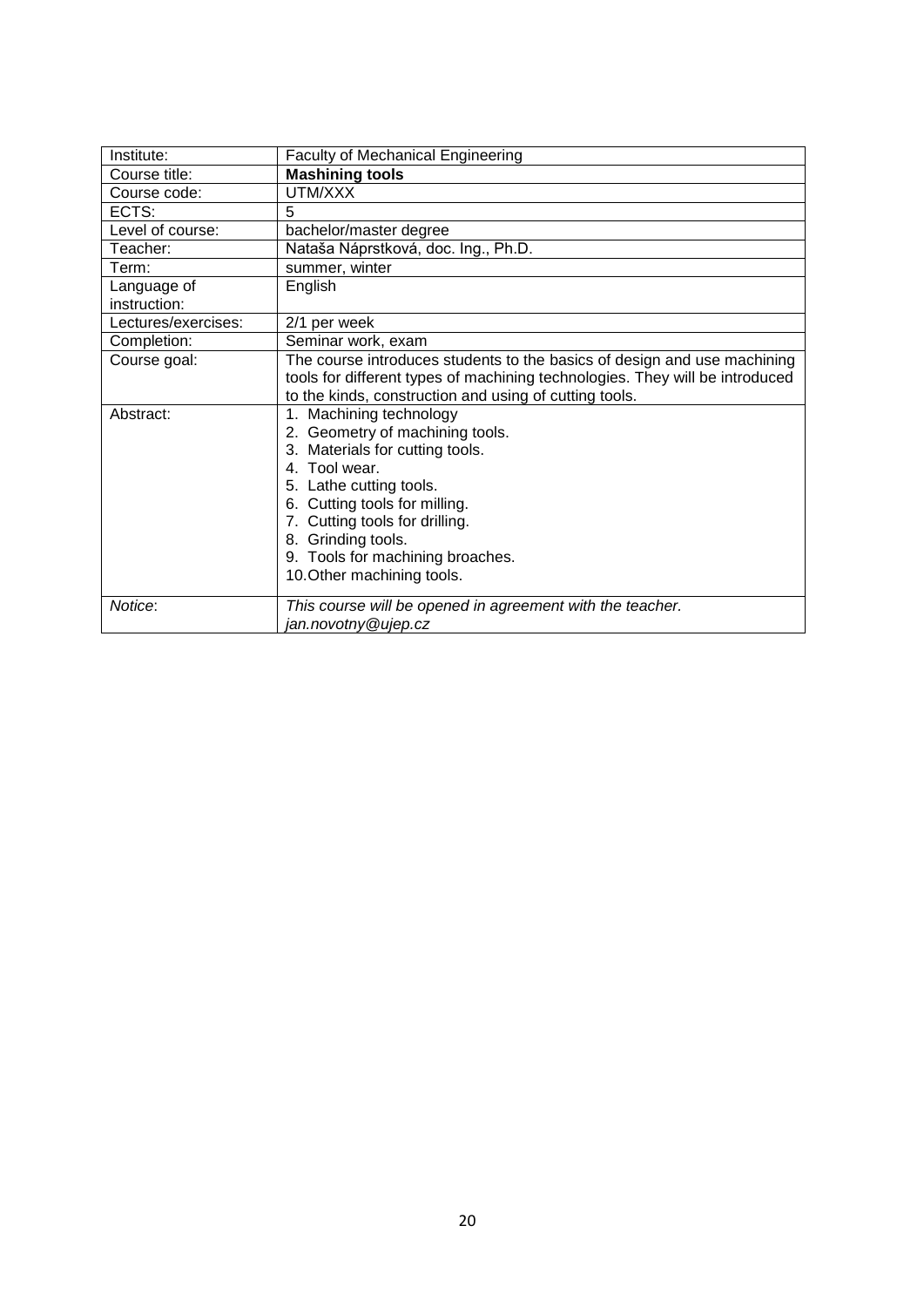| Institute: | Faculty of Mechanical Engineering |
|---|---|
| Course title: | **Mashining tools** |
| Course code: | UTM/XXX |
| ECTS: | 5 |
| Level of course: | bachelor/master degree |
| Teacher: | Nataša Náprstková, doc. Ing., Ph.D. |
| Term: | summer, winter |
| Language of instruction: | English |
| Lectures/exercises: | 2/1 per week |
| Completion: | Seminar work, exam |
| Course goal: | The course introduces students to the basics of design and use machining tools for different types of machining technologies. They will be introduced to the kinds, construction and using of cutting tools. |
| Abstract: | 1. Machining technology<br>2. Geometry of machining tools.<br>3. Materials for cutting tools.<br>4. Tool wear.<br>5. Lathe cutting tools.<br>6. Cutting tools for milling.<br>7. Cutting tools for drilling.<br>8. Grinding tools.<br>9. Tools for machining broaches.<br>10. Other machining tools. |
| *Notice*: | *This course will be opened in agreement with the teacher.*<br>*jan.novotny@ujep.cz* |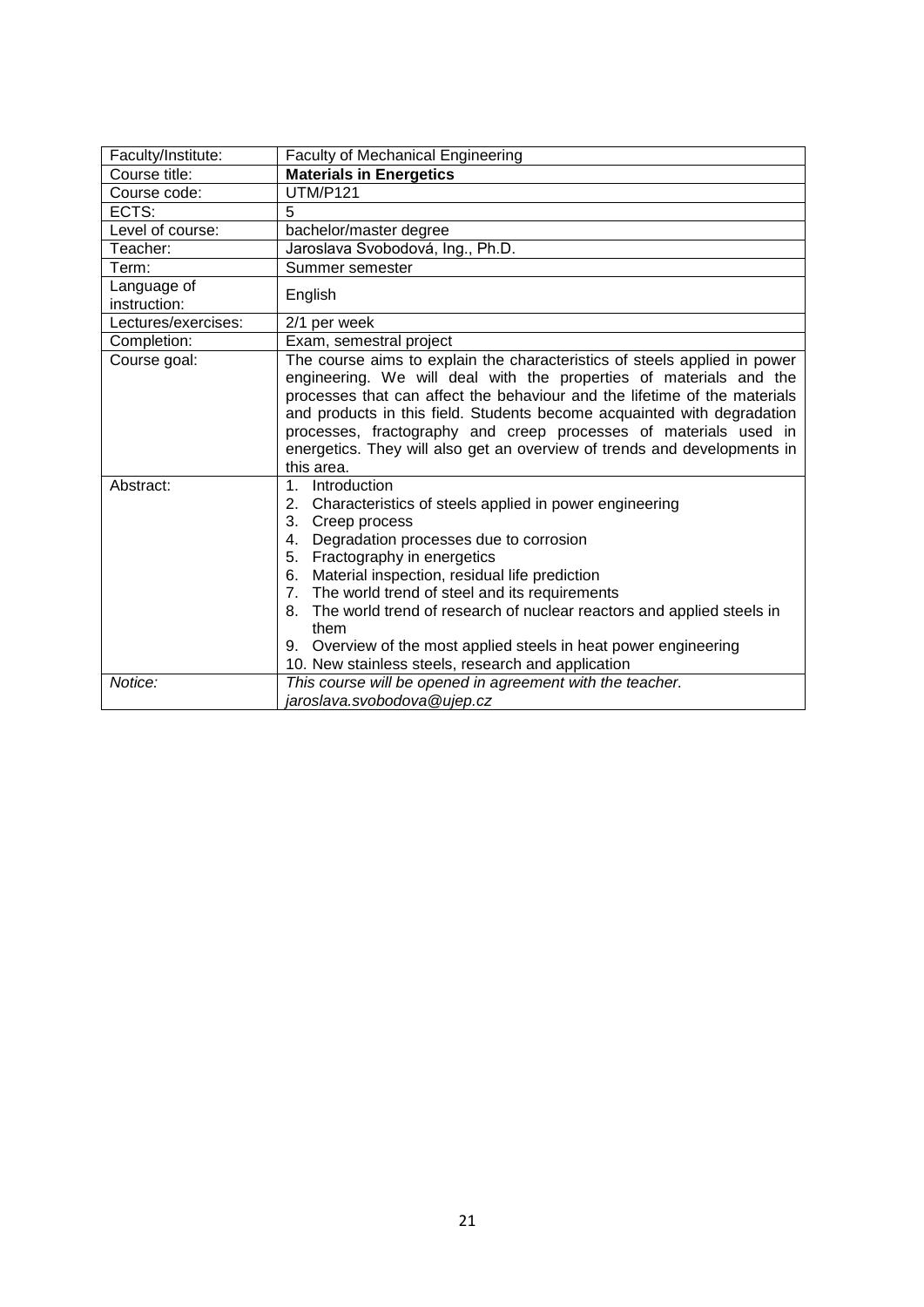| Faculty/Institute: | Faculty of Mechanical Engineering |
|---|---|
| Course title: | **Materials in Energetics** |
| Course code: | UTM/P121 |
| ECTS: | 5 |
| Level of course: | bachelor/master degree |
| Teacher: | Jaroslava Svobodová, Ing., Ph.D. |
| Term: | Summer semester |
| Language of instruction: | English |
| Lectures/exercises: | 2/1 per week |
| Completion: | Exam, semestral project |
| Course goal: | The course aims to explain the characteristics of steels applied in power engineering. We will deal with the properties of materials and the processes that can affect the behaviour and the lifetime of the materials and products in this field. Students become acquainted with degradation processes, fractography and creep processes of materials used in energetics. They will also get an overview of trends and developments in this area. |
| Abstract: | 1. Introduction<br>2. Characteristics of steels applied in power engineering<br>3. Creep process<br>4. Degradation processes due to corrosion<br>5. Fractography in energetics<br>6. Material inspection, residual life prediction<br>7. The world trend of steel and its requirements<br>8. The world trend of research of nuclear reactors and applied steels in them<br>9. Overview of the most applied steels in heat power engineering<br>10. New stainless steels, research and application |
| *Notice:* | *This course will be opened in agreement with the teacher.*<br>*jaroslava.svobodova@ujep.cz* |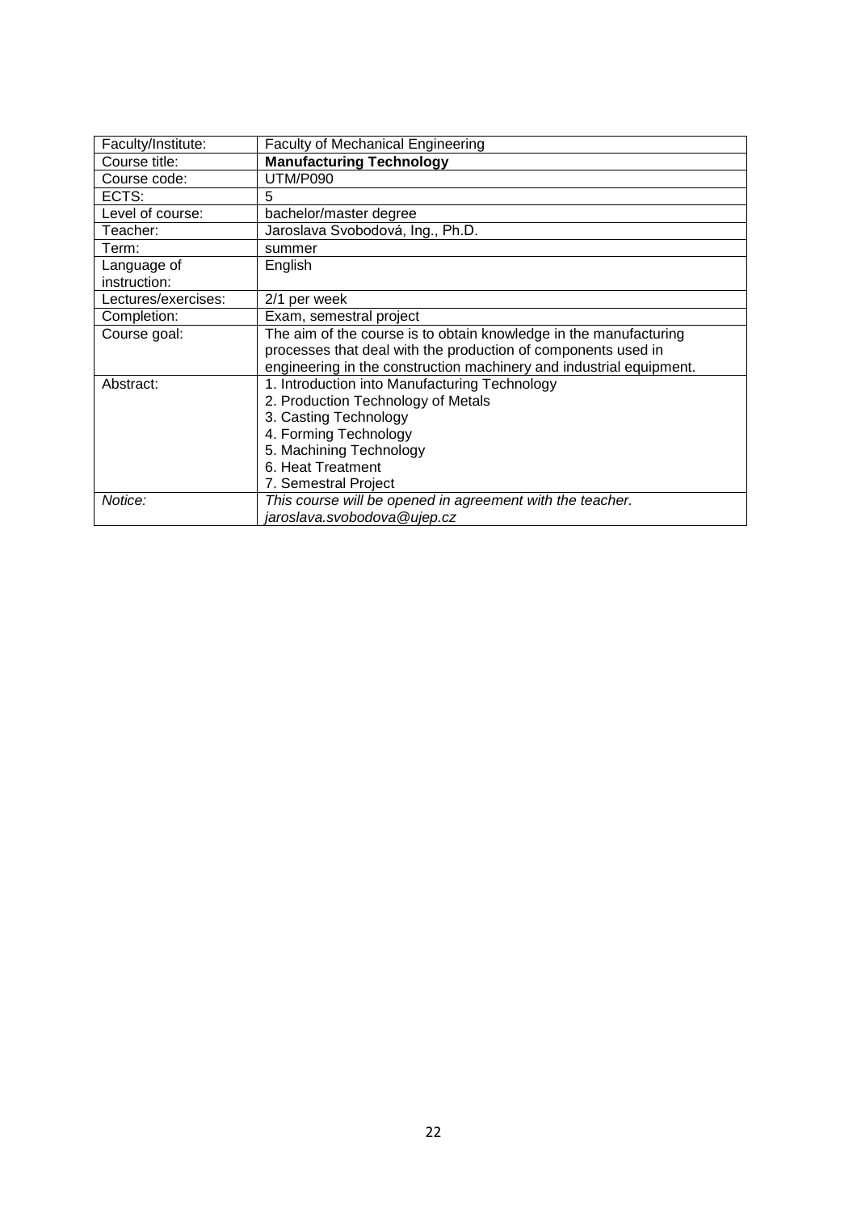| Faculty/Institute: | Faculty of Mechanical Engineering |
|---|---|
| Course title: | **Manufacturing Technology** |
| Course code: | UTM/P090 |
| ECTS: | 5 |
| Level of course: | bachelor/master degree |
| Teacher: | Jaroslava Svobodová, Ing., Ph.D. |
| Term: | summer |
| Language of instruction: | English |
| Lectures/exercises: | 2/1 per week |
| Completion: | Exam, semestral project |
| Course goal: | The aim of the course is to obtain knowledge in the manufacturing processes that deal with the production of components used in engineering in the construction machinery and industrial equipment. |
| Abstract: | 1. Introduction into Manufacturing Technology<br>2. Production Technology of Metals<br>3. Casting Technology<br>4. Forming Technology<br>5. Machining Technology<br>6. Heat Treatment<br>7. Semestral Project |
| *Notice:* | *This course will be opened in agreement with the teacher.*<br>*jaroslava.svobodova@ujep.cz* |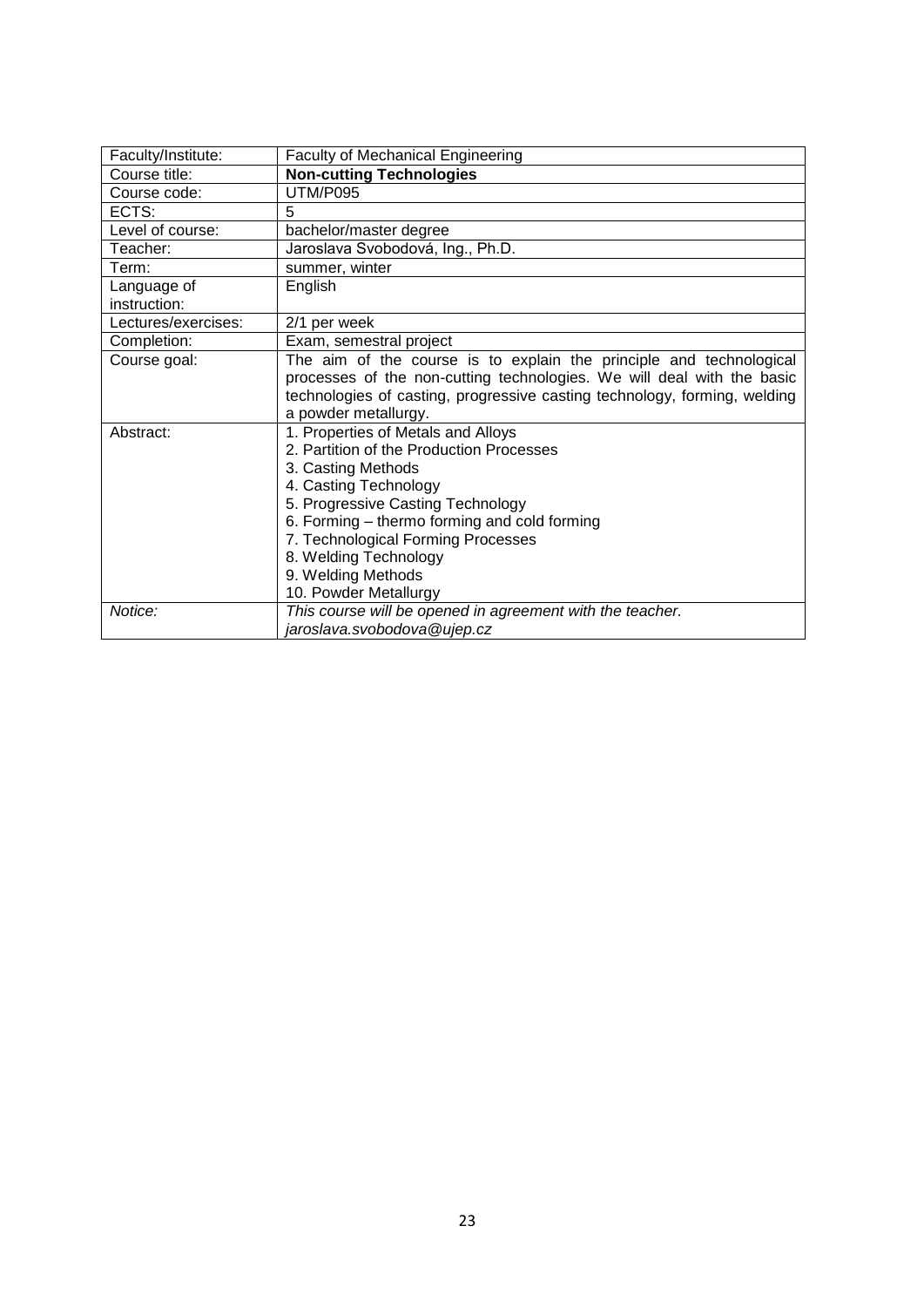| Faculty/Institute: | Faculty of Mechanical Engineering |
|---|---|
| Course title: | **Non-cutting Technologies** |
| Course code: | UTM/P095 |
| ECTS: | 5 |
| Level of course: | bachelor/master degree |
| Teacher: | Jaroslava Svobodová, Ing., Ph.D. |
| Term: | summer, winter |
| Language of instruction: | English |
| Lectures/exercises: | 2/1 per week |
| Completion: | Exam, semestral project |
| Course goal: | The aim of the course is to explain the principle and technological processes of the non-cutting technologies. We will deal with the basic technologies of casting, progressive casting technology, forming, welding a powder metallurgy. |
| Abstract: | 1. Properties of Metals and Alloys<br>2. Partition of the Production Processes<br>3. Casting Methods<br>4. Casting Technology<br>5. Progressive Casting Technology<br>6. Forming – thermo forming and cold forming<br>7. Technological Forming Processes<br>8. Welding Technology<br>9. Welding Methods<br>10. Powder Metallurgy |
| *Notice:* | *This course will be opened in agreement with the teacher.*<br>*jaroslava.svobodova@ujep.cz* |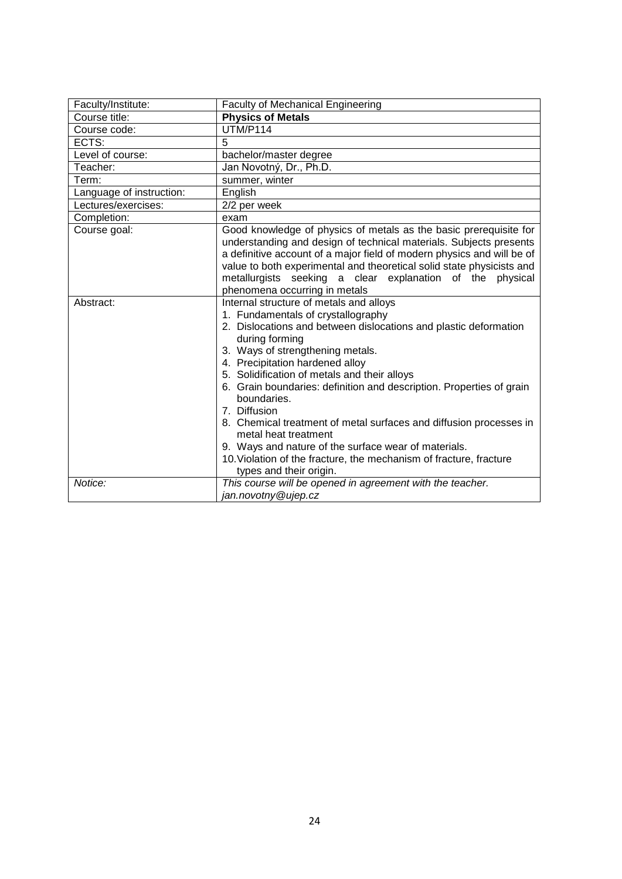| Faculty/Institute: | Faculty of Mechanical Engineering |
|---|---|
| Course title: | **Physics of Metals** |
| Course code: | UTM/P114 |
| ECTS: | 5 |
| Level of course: | bachelor/master degree |
| Teacher: | Jan Novotný, Dr., Ph.D. |
| Term: | summer, winter |
| Language of instruction: | English |
| Lectures/exercises: | 2/2 per week |
| Completion: | exam |
| Course goal: | Good knowledge of physics of metals as the basic prerequisite for understanding and design of technical materials. Subjects presents a definitive account of a major field of modern physics and will be of value to both experimental and theoretical solid state physicists and metallurgists seeking a clear explanation of the physical phenomena occurring in metals |
| Abstract: | Internal structure of metals and alloys<br>1. Fundamentals of crystallography<br>2. Dislocations and between dislocations and plastic deformation during forming<br>3. Ways of strengthening metals.<br>4. Precipitation hardened alloy<br>5. Solidification of metals and their alloys<br>6. Grain boundaries: definition and description. Properties of grain boundaries.<br>7. Diffusion<br>8. Chemical treatment of metal surfaces and diffusion processes in metal heat treatment<br>9. Ways and nature of the surface wear of materials.<br>10. Violation of the fracture, the mechanism of fracture, fracture types and their origin. |
| *Notice:* | *This course will be opened in agreement with the teacher.*<br>*jan.novotny@ujep.cz* |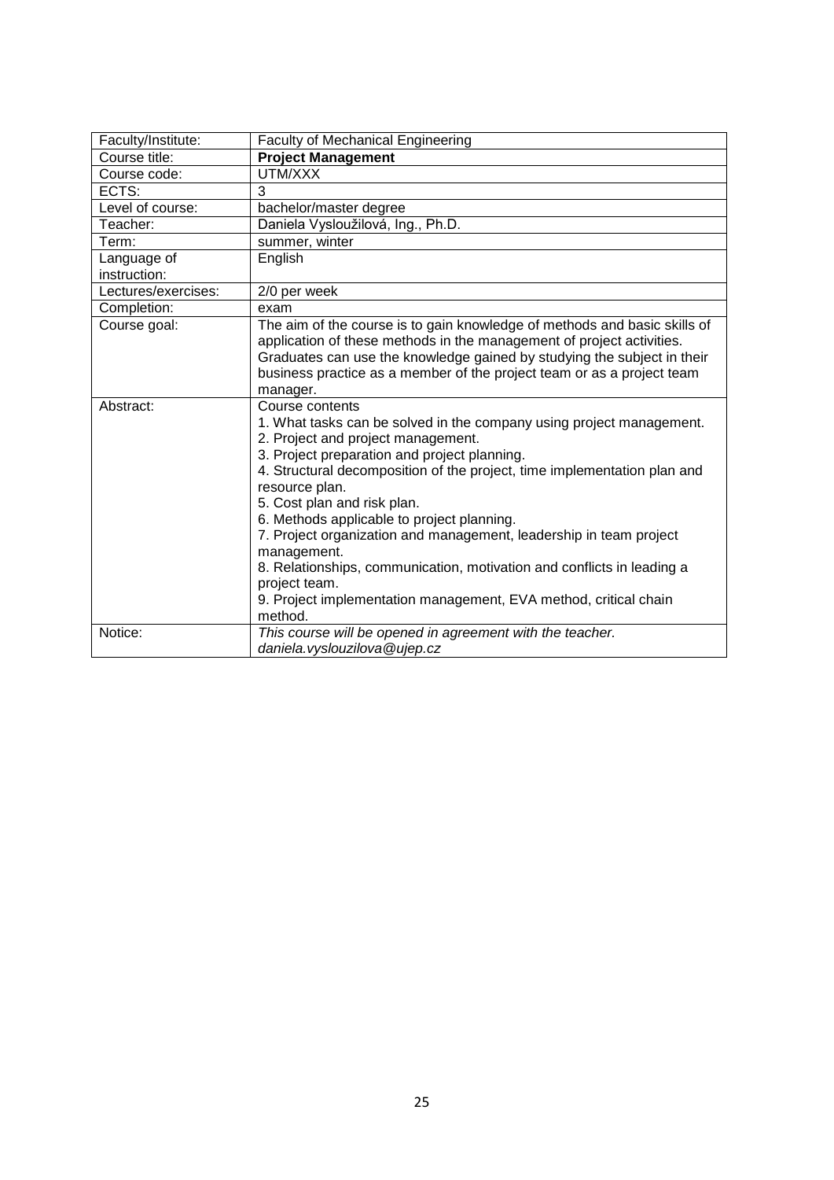| | |
|---|---|
| Faculty/Institute: | Faculty of Mechanical Engineering |
| Course title: | **Project Management** |
| Course code: | UTM/XXX |
| ECTS: | 3 |
| Level of course: | bachelor/master degree |
| Teacher: | Daniela Vysloužilová, Ing., Ph.D. |
| Term: | summer, winter |
| Language of instruction: | English |
| Lectures/exercises: | 2/0 per week |
| Completion: | exam |
| Course goal: | The aim of the course is to gain knowledge of methods and basic skills of application of these methods in the management of project activities. Graduates can use the knowledge gained by studying the subject in their business practice as a member of the project team or as a project team manager. |
| Abstract: | Course contents<br>1. What tasks can be solved in the company using project management.<br>2. Project and project management.<br>3. Project preparation and project planning.<br>4. Structural decomposition of the project, time implementation plan and resource plan.<br>5. Cost plan and risk plan.<br>6. Methods applicable to project planning.<br>7. Project organization and management, leadership in team project management.<br>8. Relationships, communication, motivation and conflicts in leading a project team.<br>9. Project implementation management, EVA method, critical chain method. |
| Notice: | *This course will be opened in agreement with the teacher. daniela.vyslouzilova@ujep.cz* |